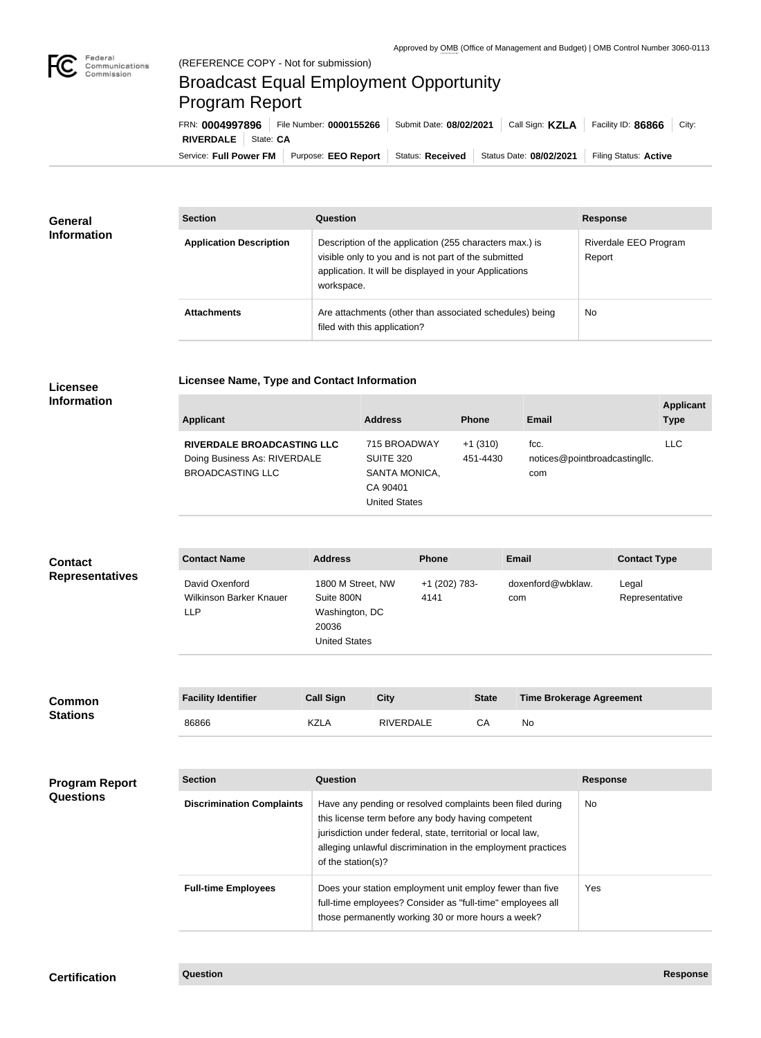Approved by OMB (Office of Management and Budget) | OMB Control Number 3060-0113

(REFERENCE COPY - Not for submission)

# Broadcast Equal Employment Opportunity Program Report

FRN: **0004997896** | File Number: **0000155266** | Submit Date: **08/02/2021** | Call Sign: **KZLA** | Facility ID: **86866** | City: **RIVERDALE** | State: **CA**

Service: **Full Power FM** | Purpose: **EEO Report** | Status: **Received** | Status Date: **08/02/2021** | Filing Status: **Active**

## General Information

| Section | Question | Response |
| --- | --- | --- |
| **Application Description** | Description of the application (255 characters max.) is visible only to you and is not part of the submitted application. It will be displayed in your Applications workspace. | Riverdale EEO Program Report |
| **Attachments** | Are attachments (other than associated schedules) being filed with this application? | No |

## Licensee Information

### Licensee Name, Type and Contact Information

| Applicant | Address | Phone | Email | Applicant Type |
| --- | --- | --- | --- | --- |
| **RIVERDALE BROADCASTING LLC** Doing Business As: RIVERDALE BROADCASTING LLC | 715 BROADWAY SUITE 320 SANTA MONICA, CA 90401 United States | +1 (310) 451-4430 | fcc.notices@pointbroadcastingllc.com | LLC |

## Contact Representatives

| Contact Name | Address | Phone | Email | Contact Type |
| --- | --- | --- | --- | --- |
| David Oxenford Wilkinson Barker Knauer LLP | 1800 M Street, NW Suite 800N Washington, DC 20036 United States | +1 (202) 783-4141 | doxenford@wbklaw.com | Legal Representative |

## Common Stations

| Facility Identifier | Call Sign | City | State | Time Brokerage Agreement |
| --- | --- | --- | --- | --- |
| 86866 | KZLA | RIVERDALE | CA | No |

## Program Report Questions

| Section | Question | Response |
| --- | --- | --- |
| **Discrimination Complaints** | Have any pending or resolved complaints been filed during this license term before any body having competent jurisdiction under federal, state, territorial or local law, alleging unlawful discrimination in the employment practices of the station(s)? | No |
| **Full-time Employees** | Does your station employment unit employ fewer than five full-time employees? Consider as "full-time" employees all those permanently working 30 or more hours a week? | Yes |

## Certification

| Question | Response |
| --- | --- |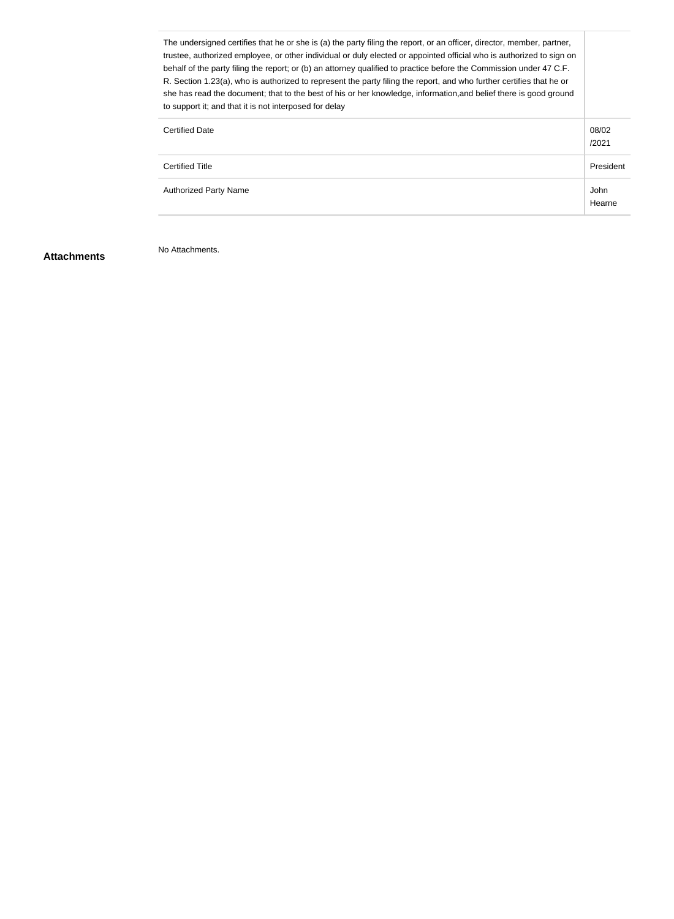| | |
|---|---|
| The undersigned certifies that he or she is (a) the party filing the report, or an officer, director, member, partner, trustee, authorized employee, or other individual or duly elected or appointed official who is authorized to sign on behalf of the party filing the report; or (b) an attorney qualified to practice before the Commission under 47 C.F.R. Section 1.23(a), who is authorized to represent the party filing the report, and who further certifies that he or she has read the document; that to the best of his or her knowledge, information,and belief there is good ground to support it; and that it is not interposed for delay | |
| Certified Date | 08/02/2021 |
| Certified Title | President |
| Authorized Party Name | John Hearne |

**Attachments**

No Attachments.